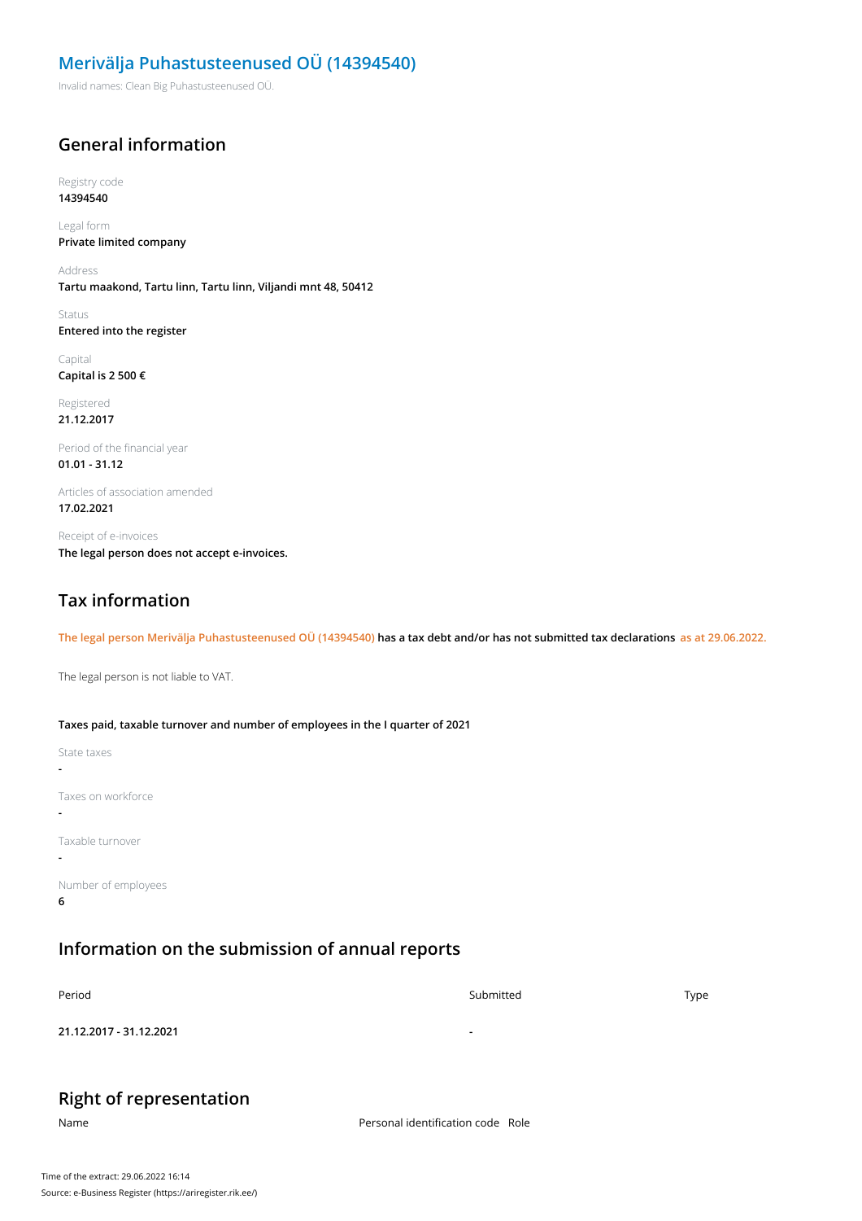# Merivälja Puhastusteenused OÜ (14394540)

Invalid names: Clean Big Puhastusteenused OÜ.

## General information

Registry code
**14394540**

Legal form
**Private limited company**

Address
**Tartu maakond, Tartu linn, Tartu linn, Viljandi mnt 48, 50412**

Status
**Entered into the register**

Capital
**Capital is 2 500 €**

Registered
**21.12.2017**

Period of the financial year
**01.01 - 31.12**

Articles of association amended
**17.02.2021**

Receipt of e-invoices
**The legal person does not accept e-invoices.**

## Tax information

The legal person Merivälja Puhastusteenused OÜ (14394540) **has a tax debt and/or has not submitted tax declarations** as at 29.06.2022.

The legal person is not liable to VAT.

**Taxes paid, taxable turnover and number of employees in the I quarter of 2021**

State taxes
**-**

Taxes on workforce
**-**

Taxable turnover
**-**

Number of employees
**6**

## Information on the submission of annual reports

| Period | Submitted | Type |
| --- | --- | --- |
| **21.12.2017 - 31.12.2021** | - | |

## Right of representation

| Name | Personal identification code | Role |
| --- | --- | --- |

Time of the extract: 29.06.2022 16:14

Source: e-Business Register (https://ariregister.rik.ee/)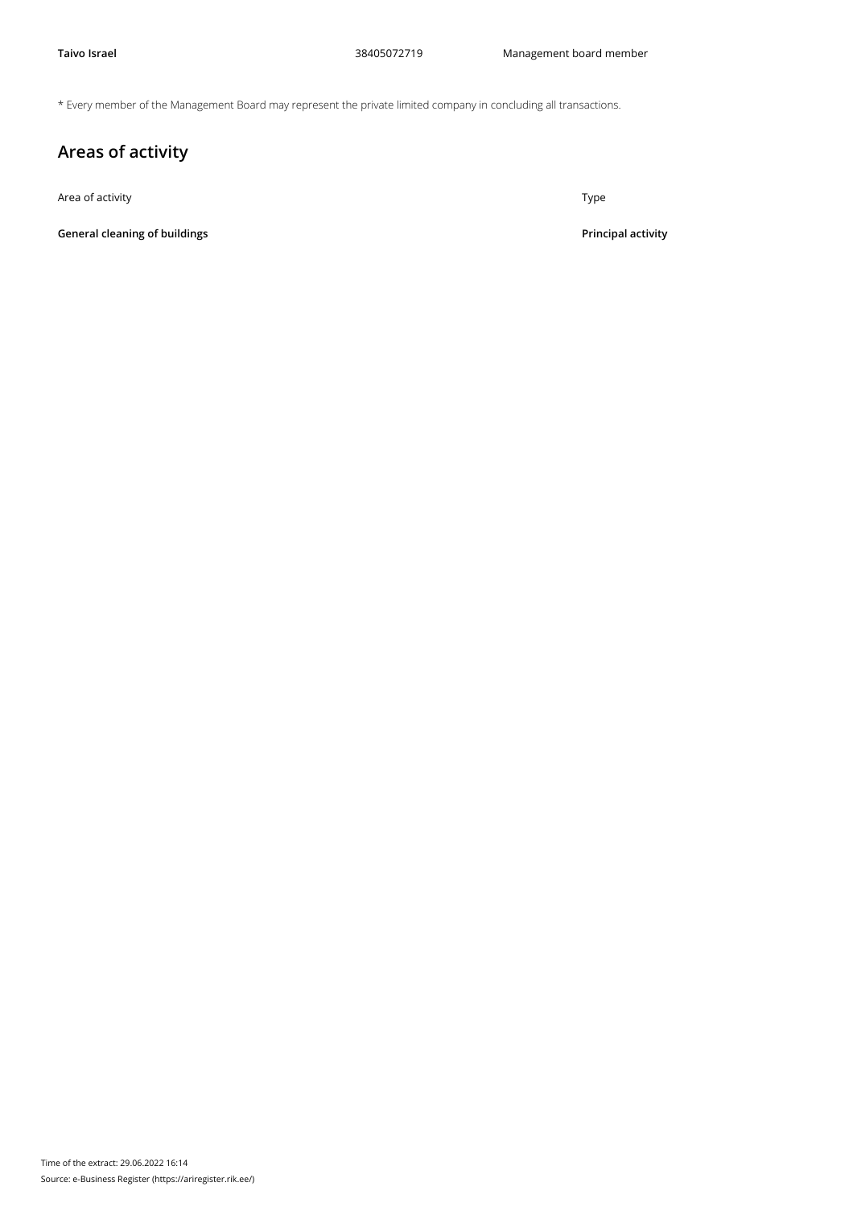| | | |
|---|---|---|
| **Taivo Israel** | 38405072719 | Management board member |

* Every member of the Management Board may represent the private limited company in concluding all transactions.

## Areas of activity

| Area of activity | Type |
|---|---|
| **General cleaning of buildings** | **Principal activity** |

Time of the extract: 29.06.2022 16:14

Source: e-Business Register (https://ariregister.rik.ee/)